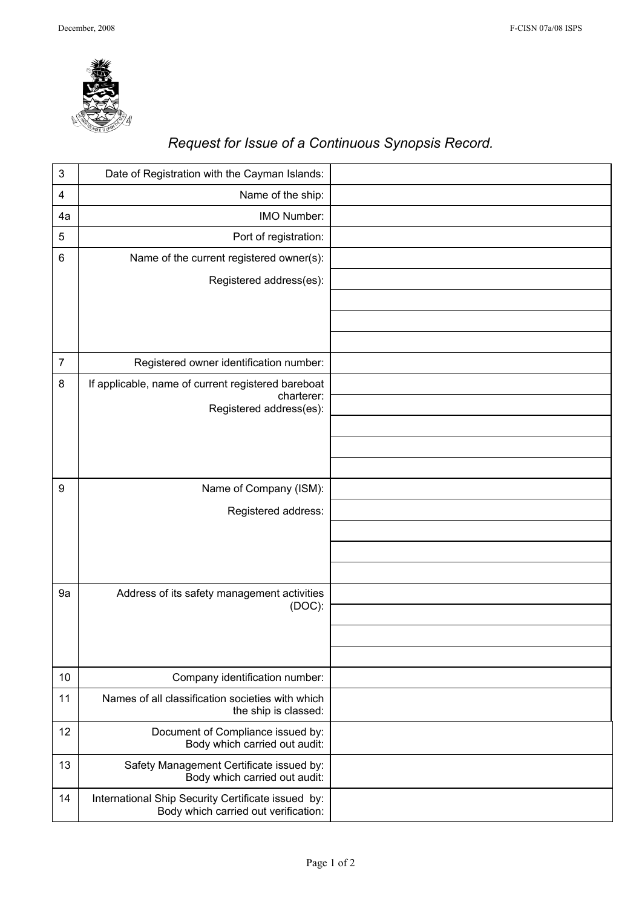*Request for Issue of a Continuous Synopsis Record.*

| | | |
|---|---|---|
| 3 | Date of Registration with the Cayman Islands: | |
| 4 | Name of the ship: | |
| 4a | IMO Number: | |
| 5 | Port of registration: | |
| 6 | Name of the current registered owner(s): | |
| | Registered address(es): | |
| | | |
| | | |
| | | |
| 7 | Registered owner identification number: | |
| 8 | If applicable, name of current registered bareboat charterer: | |
| | Registered address(es): | |
| | | |
| | | |
| | | |
| 9 | Name of Company (ISM): | |
| | Registered address: | |
| | | |
| | | |
| | | |
| 9a | Address of its safety management activities (DOC): | |
| | | |
| | | |
| | | |
| 10 | Company identification number: | |
| 11 | Names of all classification societies with which the ship is classed: | |
| 12 | Document of Compliance issued by: Body which carried out audit: | |
| 13 | Safety Management Certificate issued by: Body which carried out audit: | |
| 14 | International Ship Security Certificate issued by: Body which carried out verification: | |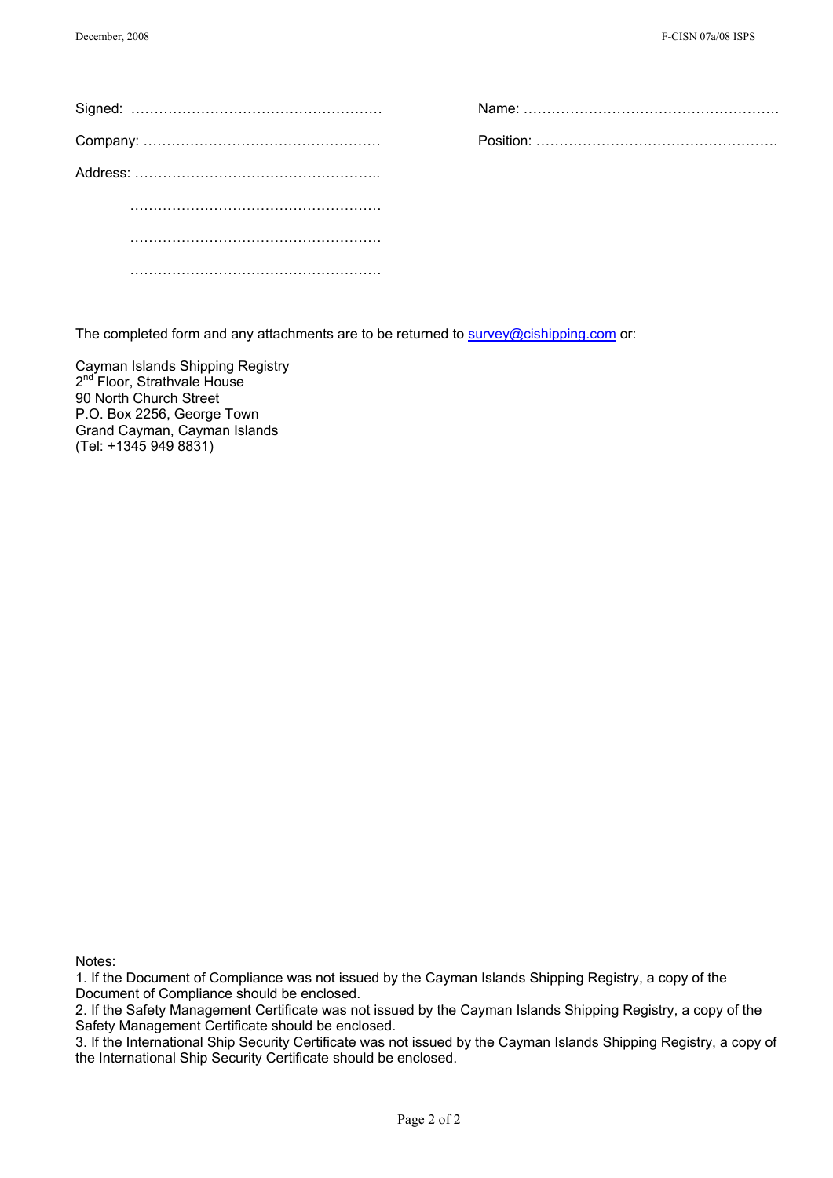Signed: ……………………………………………… Name: ………………………………………………

Company: …………………………………………… Position: ……………………………………………

Address: ……………………………………………..

……………………………………………………

……………………………………………………

……………………………………………………

The completed form and any attachments are to be returned to survey@cishipping.com or:

Cayman Islands Shipping Registry
2nd Floor, Strathvale House
90 North Church Street
P.O. Box 2256, George Town
Grand Cayman, Cayman Islands
(Tel: +1345 949 8831)

Notes:

1. If the Document of Compliance was not issued by the Cayman Islands Shipping Registry, a copy of the Document of Compliance should be enclosed.
2. If the Safety Management Certificate was not issued by the Cayman Islands Shipping Registry, a copy of the Safety Management Certificate should be enclosed.
3. If the International Ship Security Certificate was not issued by the Cayman Islands Shipping Registry, a copy of the International Ship Security Certificate should be enclosed.